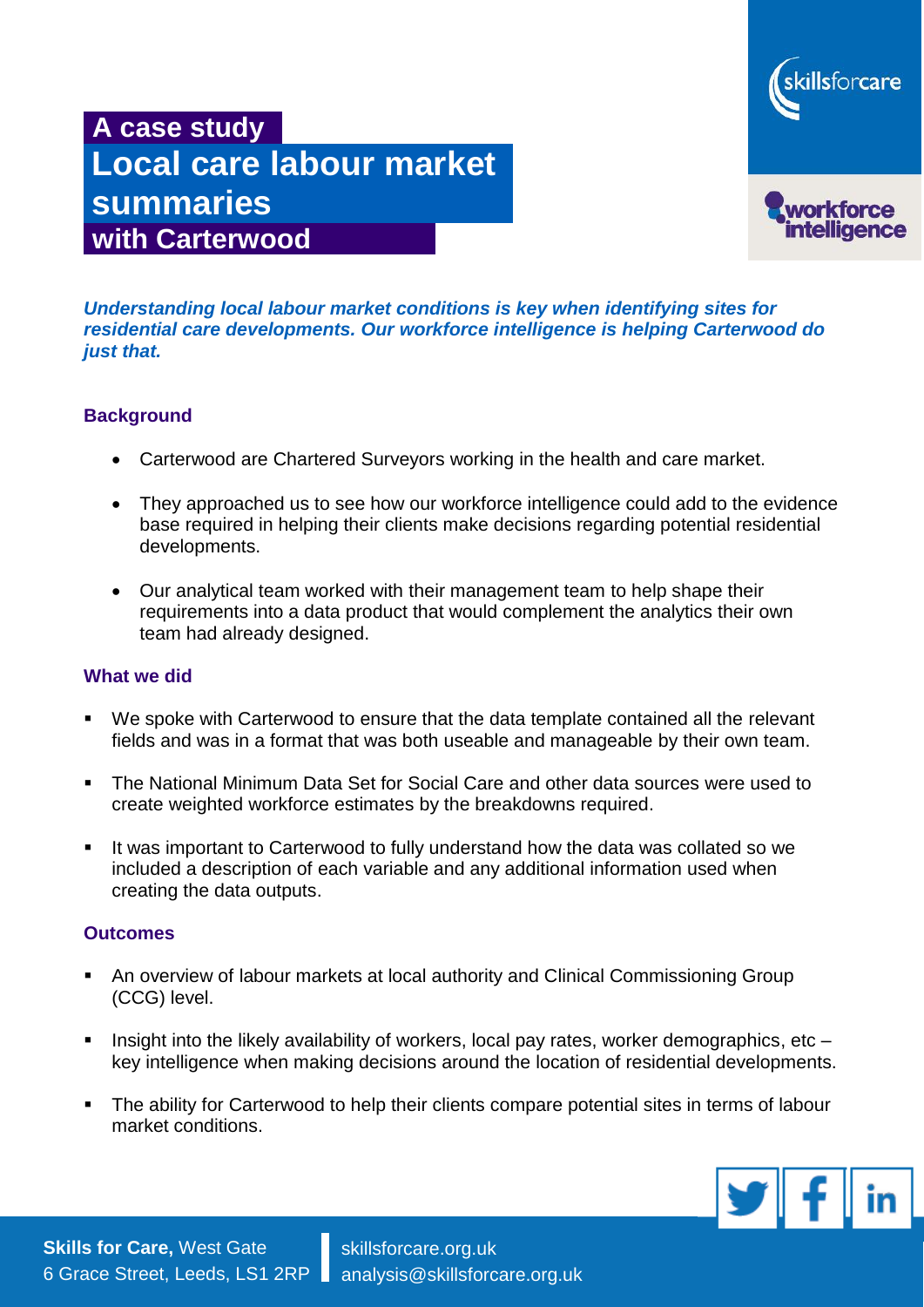# A case study

# Local care labour market summaries

## with Carterwood

***Understanding local labour market conditions is key when identifying sites for residential care developments. Our workforce intelligence is helping Carterwood do just that.***

### Background

- Carterwood are Chartered Surveyors working in the health and care market.
- They approached us to see how our workforce intelligence could add to the evidence base required in helping their clients make decisions regarding potential residential developments.
- Our analytical team worked with their management team to help shape their requirements into a data product that would complement the analytics their own team had already designed.

### What we did

- We spoke with Carterwood to ensure that the data template contained all the relevant fields and was in a format that was both useable and manageable by their own team.
- The National Minimum Data Set for Social Care and other data sources were used to create weighted workforce estimates by the breakdowns required.
- It was important to Carterwood to fully understand how the data was collated so we included a description of each variable and any additional information used when creating the data outputs.

### Outcomes

- An overview of labour markets at local authority and Clinical Commissioning Group (CCG) level.
- Insight into the likely availability of workers, local pay rates, worker demographics, etc – key intelligence when making decisions around the location of residential developments.
- The ability for Carterwood to help their clients compare potential sites in terms of labour market conditions.

**Skills for Care,** West Gate
6 Grace Street, Leeds, LS1 2RP

skillsforcare.org.uk
analysis@skillsforcare.org.uk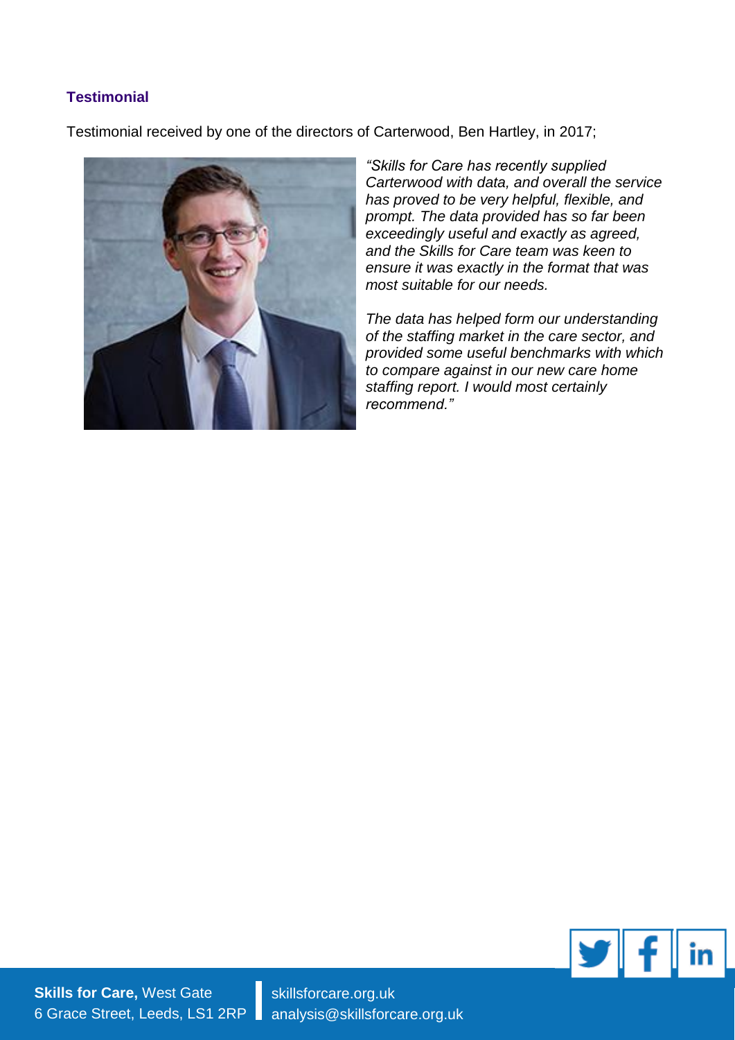### Testimonial

Testimonial received by one of the directors of Carterwood, Ben Hartley, in 2017;

*"Skills for Care has recently supplied Carterwood with data, and overall the service has proved to be very helpful, flexible, and prompt. The data provided has so far been exceedingly useful and exactly as agreed, and the Skills for Care team was keen to ensure it was exactly in the format that was most suitable for our needs.*

*The data has helped form our understanding of the staffing market in the care sector, and provided some useful benchmarks with which to compare against in our new care home staffing report. I would most certainly recommend."*

**Skills for Care,** West Gate
6 Grace Street, Leeds, LS1 2RP

skillsforcare.org.uk
analysis@skillsforcare.org.uk